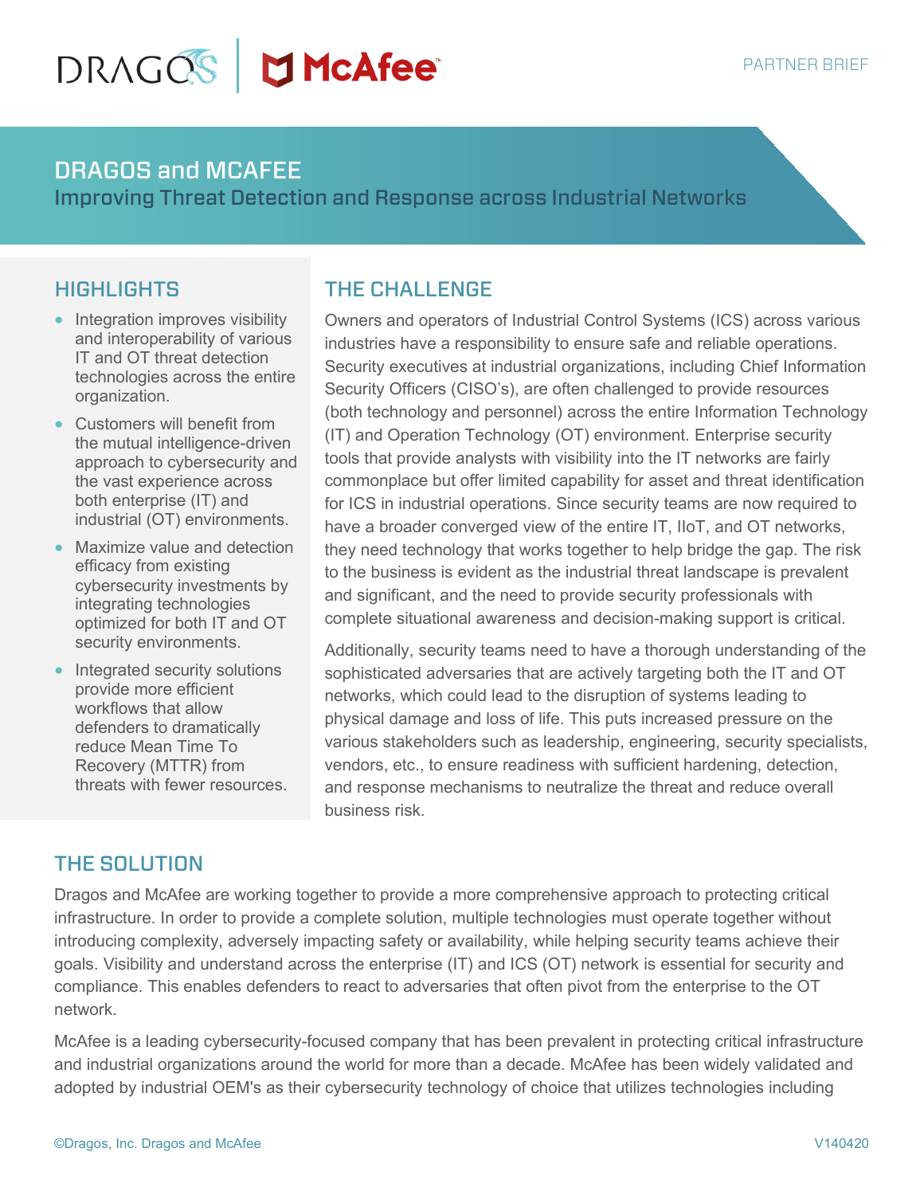PARTNER BRIEF

# DRAGOS and MCAFEE

## Improving Threat Detection and Response across Industrial Networks

## HIGHLIGHTS

- Integration improves visibility and interoperability of various IT and OT threat detection technologies across the entire organization.
- Customers will benefit from the mutual intelligence-driven approach to cybersecurity and the vast experience across both enterprise (IT) and industrial (OT) environments.
- Maximize value and detection efficacy from existing cybersecurity investments by integrating technologies optimized for both IT and OT security environments.
- Integrated security solutions provide more efficient workflows that allow defenders to dramatically reduce Mean Time To Recovery (MTTR) from threats with fewer resources.

## THE CHALLENGE

Owners and operators of Industrial Control Systems (ICS) across various industries have a responsibility to ensure safe and reliable operations. Security executives at industrial organizations, including Chief Information Security Officers (CISO's), are often challenged to provide resources (both technology and personnel) across the entire Information Technology (IT) and Operation Technology (OT) environment. Enterprise security tools that provide analysts with visibility into the IT networks are fairly commonplace but offer limited capability for asset and threat identification for ICS in industrial operations. Since security teams are now required to have a broader converged view of the entire IT, IIoT, and OT networks, they need technology that works together to help bridge the gap. The risk to the business is evident as the industrial threat landscape is prevalent and significant, and the need to provide security professionals with complete situational awareness and decision-making support is critical.

Additionally, security teams need to have a thorough understanding of the sophisticated adversaries that are actively targeting both the IT and OT networks, which could lead to the disruption of systems leading to physical damage and loss of life. This puts increased pressure on the various stakeholders such as leadership, engineering, security specialists, vendors, etc., to ensure readiness with sufficient hardening, detection, and response mechanisms to neutralize the threat and reduce overall business risk.

## THE SOLUTION

Dragos and McAfee are working together to provide a more comprehensive approach to protecting critical infrastructure. In order to provide a complete solution, multiple technologies must operate together without introducing complexity, adversely impacting safety or availability, while helping security teams achieve their goals. Visibility and understand across the enterprise (IT) and ICS (OT) network is essential for security and compliance. This enables defenders to react to adversaries that often pivot from the enterprise to the OT network.

McAfee is a leading cybersecurity-focused company that has been prevalent in protecting critical infrastructure and industrial organizations around the world for more than a decade. McAfee has been widely validated and adopted by industrial OEM's as their cybersecurity technology of choice that utilizes technologies including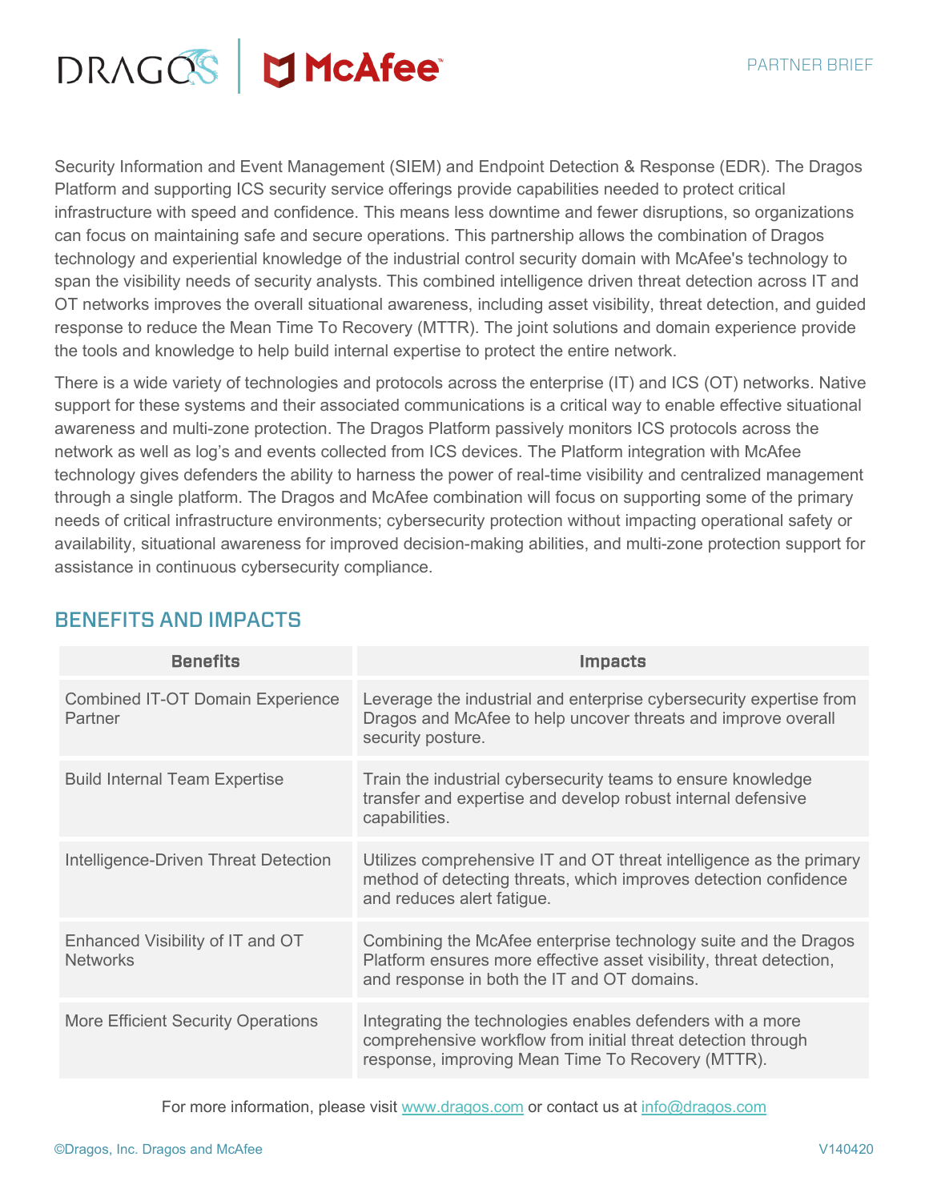Security Information and Event Management (SIEM) and Endpoint Detection & Response (EDR). The Dragos Platform and supporting ICS security service offerings provide capabilities needed to protect critical infrastructure with speed and confidence. This means less downtime and fewer disruptions, so organizations can focus on maintaining safe and secure operations. This partnership allows the combination of Dragos technology and experiential knowledge of the industrial control security domain with McAfee's technology to span the visibility needs of security analysts. This combined intelligence driven threat detection across IT and OT networks improves the overall situational awareness, including asset visibility, threat detection, and guided response to reduce the Mean Time To Recovery (MTTR). The joint solutions and domain experience provide the tools and knowledge to help build internal expertise to protect the entire network.

There is a wide variety of technologies and protocols across the enterprise (IT) and ICS (OT) networks. Native support for these systems and their associated communications is a critical way to enable effective situational awareness and multi-zone protection. The Dragos Platform passively monitors ICS protocols across the network as well as log's and events collected from ICS devices. The Platform integration with McAfee technology gives defenders the ability to harness the power of real-time visibility and centralized management through a single platform. The Dragos and McAfee combination will focus on supporting some of the primary needs of critical infrastructure environments; cybersecurity protection without impacting operational safety or availability, situational awareness for improved decision-making abilities, and multi-zone protection support for assistance in continuous cybersecurity compliance.

## BENEFITS AND IMPACTS

| Benefits | Impacts |
|---|---|
| Combined IT-OT Domain Experience Partner | Leverage the industrial and enterprise cybersecurity expertise from Dragos and McAfee to help uncover threats and improve overall security posture. |
| Build Internal Team Expertise | Train the industrial cybersecurity teams to ensure knowledge transfer and expertise and develop robust internal defensive capabilities. |
| Intelligence-Driven Threat Detection | Utilizes comprehensive IT and OT threat intelligence as the primary method of detecting threats, which improves detection confidence and reduces alert fatigue. |
| Enhanced Visibility of IT and OT Networks | Combining the McAfee enterprise technology suite and the Dragos Platform ensures more effective asset visibility, threat detection, and response in both the IT and OT domains. |
| More Efficient Security Operations | Integrating the technologies enables defenders with a more comprehensive workflow from initial threat detection through response, improving Mean Time To Recovery (MTTR). |

For more information, please visit www.dragos.com or contact us at info@dragos.com